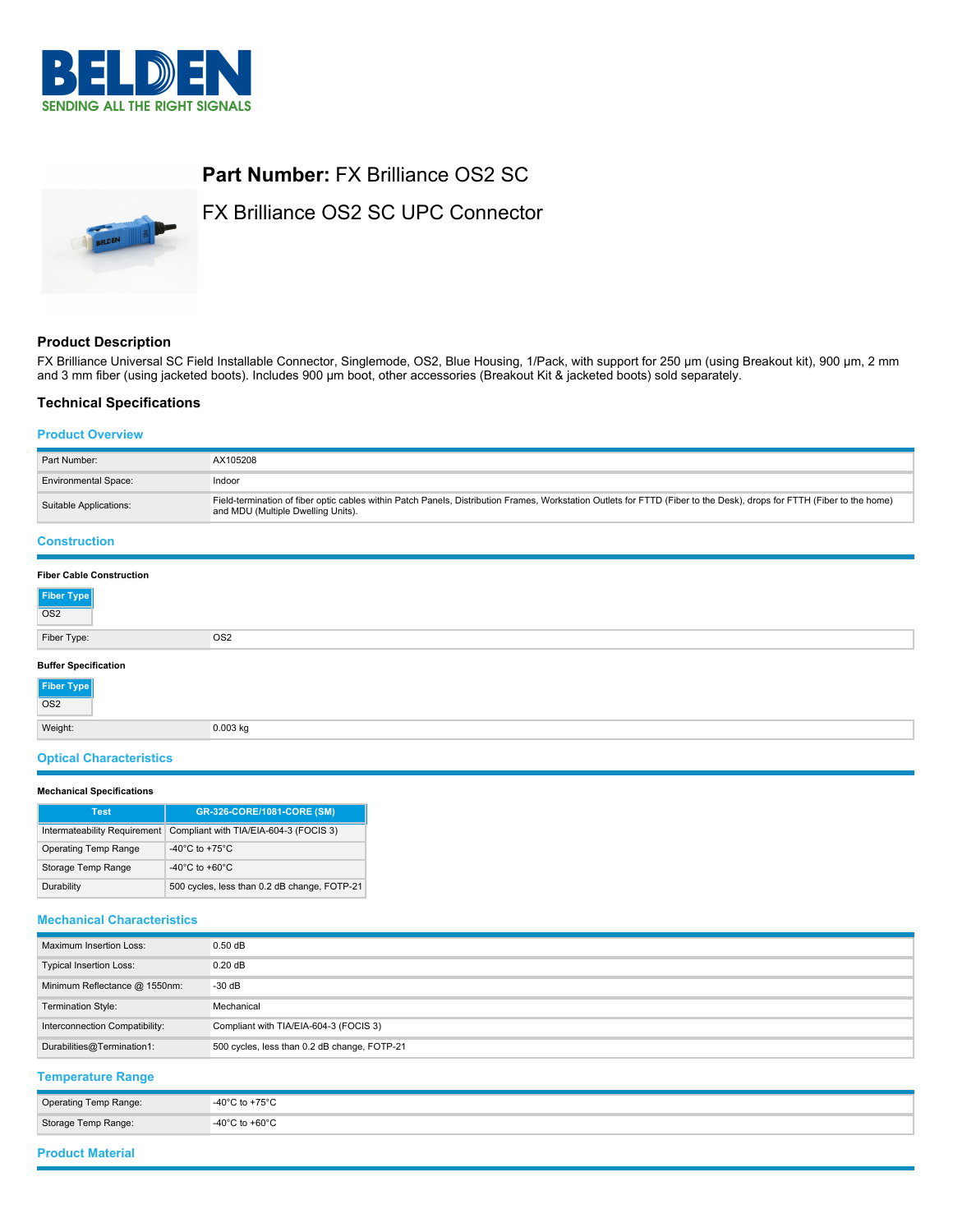# **Part Number:** FX Brilliance OS2 SC

FX Brilliance OS2 SC UPC Connector

## Product Description

FX Brilliance Universal SC Field Installable Connector, Singlemode, OS2, Blue Housing, 1/Pack, with support for 250 µm (using Breakout kit), 900 µm, 2 mm and 3 mm fiber (using jacketed boots). Includes 900 µm boot, other accessories (Breakout Kit & jacketed boots) sold separately.

## Technical Specifications

### Product Overview

| | |
|---|---|
| Part Number: | AX105208 |
| Environmental Space: | Indoor |
| Suitable Applications: | Field-termination of fiber optic cables within Patch Panels, Distribution Frames, Workstation Outlets for FTTD (Fiber to the Desk), drops for FTTH (Fiber to the home) and MDU (Multiple Dwelling Units). |

### Construction

**Fiber Cable Construction**

| Fiber Type |
|---|
| OS2 |

| | |
|---|---|
| Fiber Type: | OS2 |

**Buffer Specification**

| Fiber Type |
|---|
| OS2 |

| | |
|---|---|
| Weight: | 0.003 kg |

### Optical Characteristics

**Mechanical Specifications**

| Test | GR-326-CORE/1081-CORE (SM) |
|---|---|
| Intermateability Requirement | Compliant with TIA/EIA-604-3 (FOCIS 3) |
| Operating Temp Range | -40°C to +75°C |
| Storage Temp Range | -40°C to +60°C |
| Durability | 500 cycles, less than 0.2 dB change, FOTP-21 |

### Mechanical Characteristics

| | |
|---|---|
| Maximum Insertion Loss: | 0.50 dB |
| Typical Insertion Loss: | 0.20 dB |
| Minimum Reflectance @ 1550nm: | -30 dB |
| Termination Style: | Mechanical |
| Interconnection Compatibility: | Compliant with TIA/EIA-604-3 (FOCIS 3) |
| Durabilities@Termination1: | 500 cycles, less than 0.2 dB change, FOTP-21 |

### Temperature Range

| | |
|---|---|
| Operating Temp Range: | -40°C to +75°C |
| Storage Temp Range: | -40°C to +60°C |

### Product Material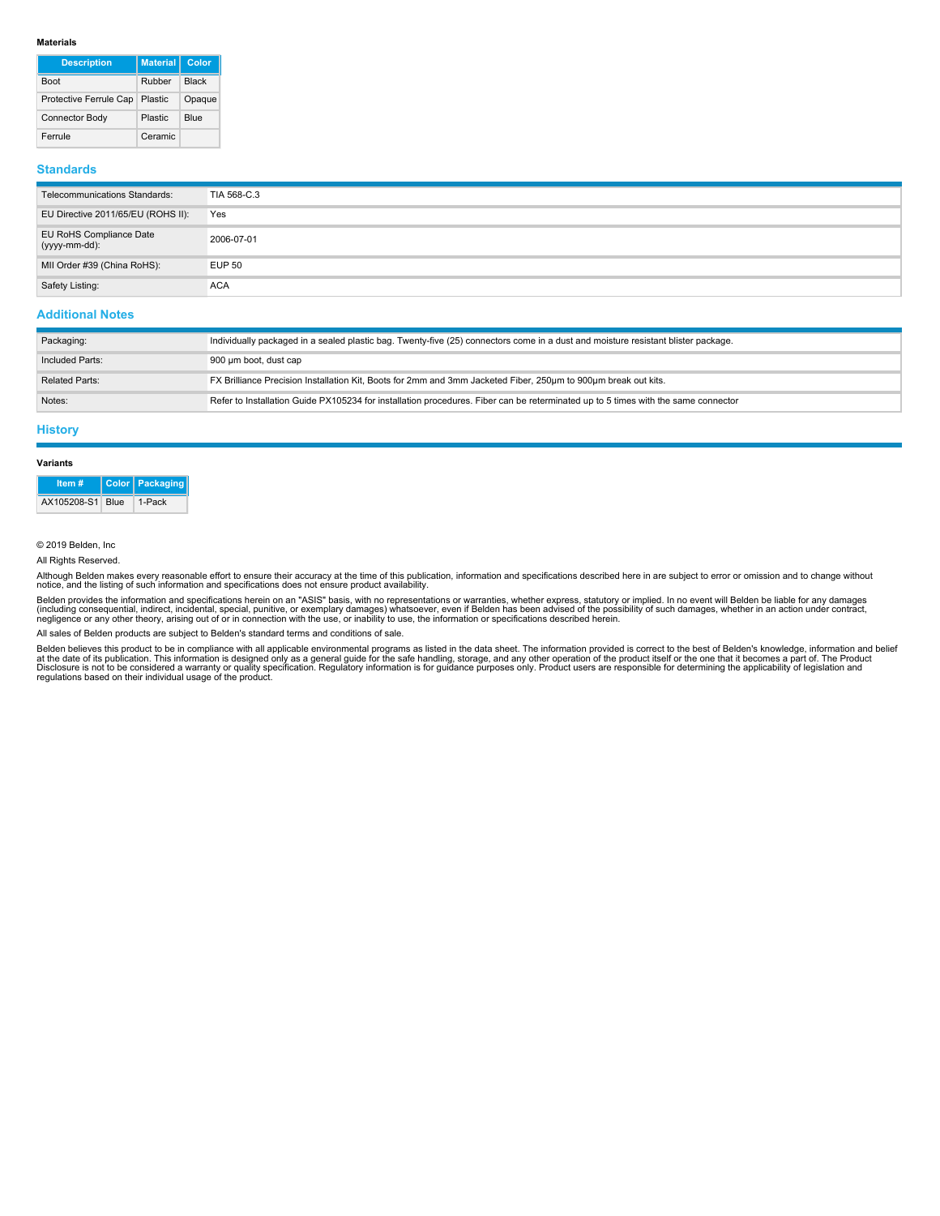#### Materials

| Description | Material | Color |
|---|---|---|
| Boot | Rubber | Black |
| Protective Ferrule Cap | Plastic | Opaque |
| Connector Body | Plastic | Blue |
| Ferrule | Ceramic | |

## Standards

| | |
|---|---|
| Telecommunications Standards: | TIA 568-C.3 |
| EU Directive 2011/65/EU (ROHS II): | Yes |
| EU RoHS Compliance Date (yyyy-mm-dd): | 2006-07-01 |
| MII Order #39 (China RoHS): | EUP 50 |
| Safety Listing: | ACA |

## Additional Notes

| | |
|---|---|
| Packaging: | Individually packaged in a sealed plastic bag. Twenty-five (25) connectors come in a dust and moisture resistant blister package. |
| Included Parts: | 900 µm boot, dust cap |
| Related Parts: | FX Brilliance Precision Installation Kit, Boots for 2mm and 3mm Jacketed Fiber, 250µm to 900µm break out kits. |
| Notes: | Refer to Installation Guide PX105234 for installation procedures. Fiber can be reterminated up to 5 times with the same connector |

## History

#### Variants

| Item # | Color | Packaging |
|---|---|---|
| AX105208-S1 | Blue | 1-Pack |

© 2019 Belden, Inc

All Rights Reserved.

Although Belden makes every reasonable effort to ensure their accuracy at the time of this publication, information and specifications described here in are subject to error or omission and to change without notice, and the listing of such information and specifications does not ensure product availability.

Belden provides the information and specifications herein on an "ASIS" basis, with no representations or warranties, whether express, statutory or implied. In no event will Belden be liable for any damages (including consequential, indirect, incidental, special, punitive, or exemplary damages) whatsoever, even if Belden has been advised of the possibility of such damages, whether in an action under contract, negligence or any other theory, arising out of or in connection with the use, or inability to use, the information or specifications described herein.

All sales of Belden products are subject to Belden's standard terms and conditions of sale.

Belden believes this product to be in compliance with all applicable environmental programs as listed in the data sheet. The information provided is correct to the best of Belden's knowledge, information and belief at the date of its publication. This information is designed only as a general guide for the safe handling, storage, and any other operation of the product itself or the one that it becomes a part of. The Product Disclosure is not to be considered a warranty or quality specification. Regulatory information is for guidance purposes only. Product users are responsible for determining the applicability of legislation and regulations based on their individual usage of the product.